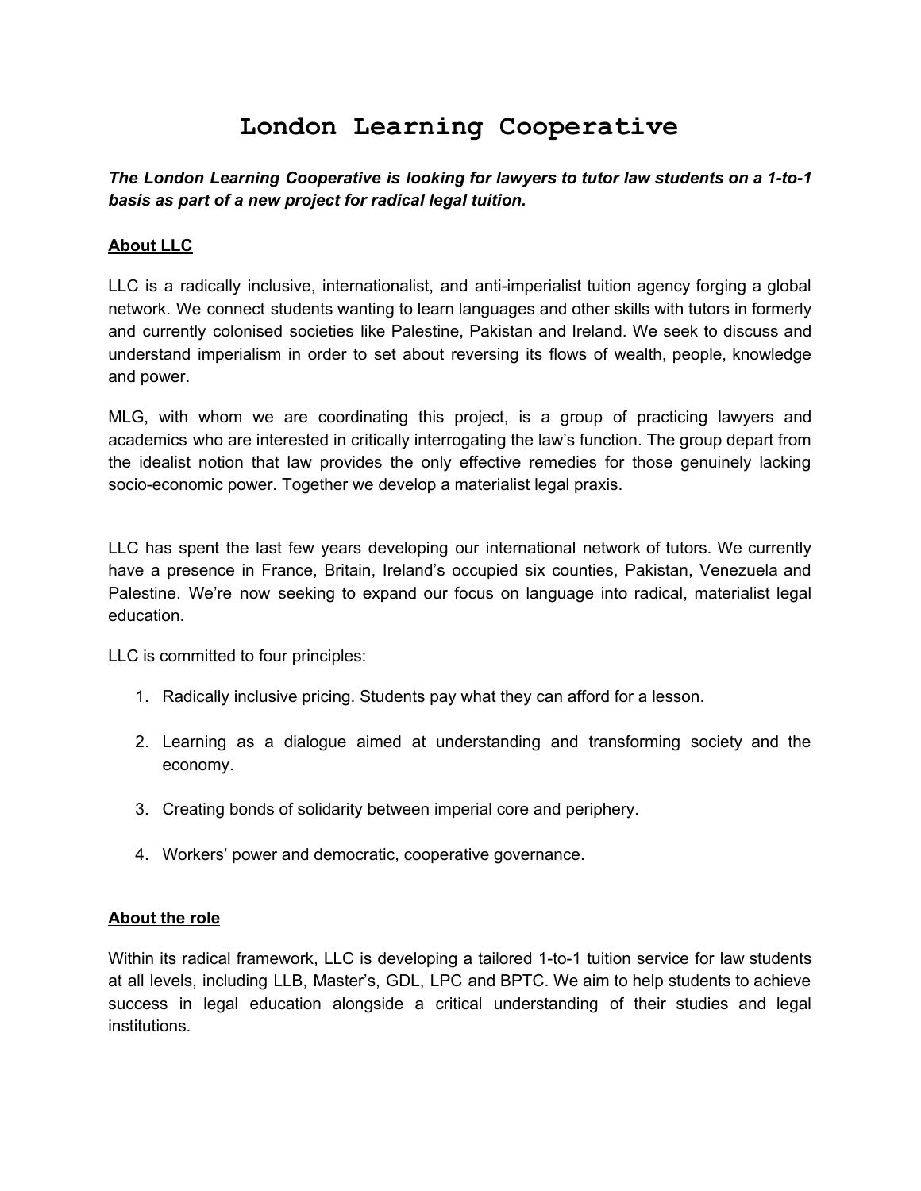# London Learning Cooperative

***The London Learning Cooperative is looking for lawyers to tutor law students on a 1-to-1 basis as part of a new project for radical legal tuition.***

## About LLC

LLC is a radically inclusive, internationalist, and anti-imperialist tuition agency forging a global network. We connect students wanting to learn languages and other skills with tutors in formerly and currently colonised societies like Palestine, Pakistan and Ireland. We seek to discuss and understand imperialism in order to set about reversing its flows of wealth, people, knowledge and power.

MLG, with whom we are coordinating this project, is a group of practicing lawyers and academics who are interested in critically interrogating the law's function. The group depart from the idealist notion that law provides the only effective remedies for those genuinely lacking socio-economic power. Together we develop a materialist legal praxis.

LLC has spent the last few years developing our international network of tutors. We currently have a presence in France, Britain, Ireland's occupied six counties, Pakistan, Venezuela and Palestine. We're now seeking to expand our focus on language into radical, materialist legal education.

LLC is committed to four principles:

1. Radically inclusive pricing. Students pay what they can afford for a lesson.
2. Learning as a dialogue aimed at understanding and transforming society and the economy.
3. Creating bonds of solidarity between imperial core and periphery.
4. Workers' power and democratic, cooperative governance.

## About the role

Within its radical framework, LLC is developing a tailored 1-to-1 tuition service for law students at all levels, including LLB, Master's, GDL, LPC and BPTC. We aim to help students to achieve success in legal education alongside a critical understanding of their studies and legal institutions.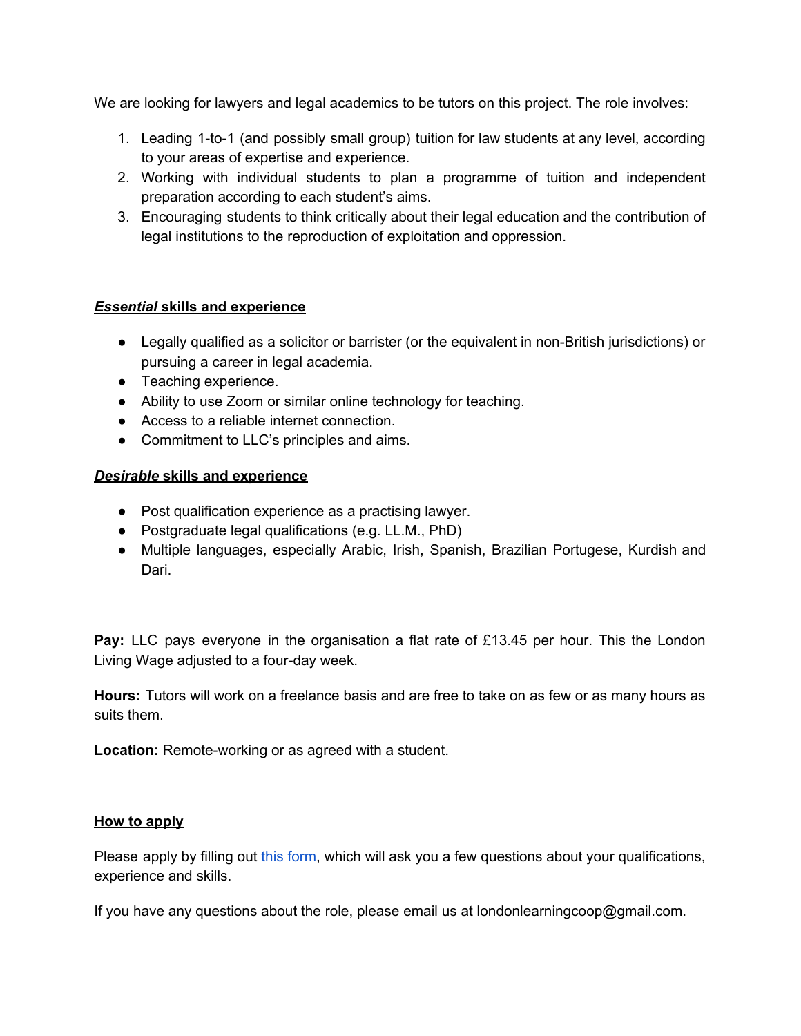We are looking for lawyers and legal academics to be tutors on this project. The role involves:

1. Leading 1-to-1 (and possibly small group) tuition for law students at any level, according to your areas of expertise and experience.
2. Working with individual students to plan a programme of tuition and independent preparation according to each student's aims.
3. Encouraging students to think critically about their legal education and the contribution of legal institutions to the reproduction of exploitation and oppression.

**_Essential_ skills and experience**

- Legally qualified as a solicitor or barrister (or the equivalent in non-British jurisdictions) or pursuing a career in legal academia.
- Teaching experience.
- Ability to use Zoom or similar online technology for teaching.
- Access to a reliable internet connection.
- Commitment to LLC's principles and aims.

**_Desirable_ skills and experience**

- Post qualification experience as a practising lawyer.
- Postgraduate legal qualifications (e.g. LL.M., PhD)
- Multiple languages, especially Arabic, Irish, Spanish, Brazilian Portugese, Kurdish and Dari.

**Pay:** LLC pays everyone in the organisation a flat rate of £13.45 per hour. This the London Living Wage adjusted to a four-day week.

**Hours:** Tutors will work on a freelance basis and are free to take on as few or as many hours as suits them.

**Location:** Remote-working or as agreed with a student.

**How to apply**

Please apply by filling out [this form](), which will ask you a few questions about your qualifications, experience and skills.

If you have any questions about the role, please email us at londonlearningcoop@gmail.com.